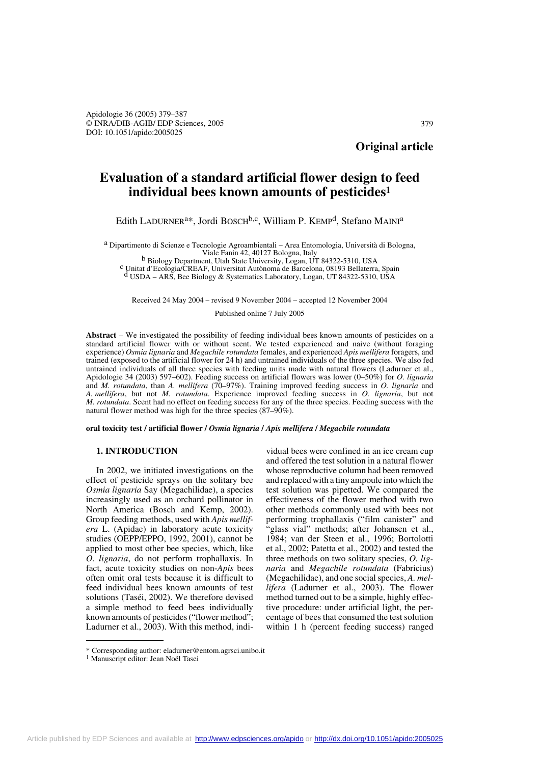**Original article**

# Evaluation of a standard artificial flower design to feed individual bees known amounts of pesticides[1]

Edith LADURNER[a*], Jordi BOSCH[b,c], William P. KEMP[d], Stefano MAINI[a]

[a] Dipartimento di Scienze e Tecnologie Agroambientali – Area Entomologia, Università di Bologna, Viale Fanin 42, 40127 Bologna, Italy
[b] Biology Department, Utah State University, Logan, UT 84322-5310, USA
[c] Unitat d'Ecologia/CREAF, Universitat Autònoma de Barcelona, 08193 Bellaterra, Spain
[d] USDA – ARS, Bee Biology & Systematics Laboratory, Logan, UT 84322-5310, USA

Received 24 May 2004 – revised 9 November 2004 – accepted 12 November 2004

Published online 7 July 2005

**Abstract** – We investigated the possibility of feeding individual bees known amounts of pesticides on a standard artificial flower with or without scent. We tested experienced and naive (without foraging experience) *Osmia lignaria* and *Megachile rotundata* females, and experienced *Apis mellifera* foragers, and trained (exposed to the artificial flower for 24 h) and untrained individuals of the three species. We also fed untrained individuals of all three species with feeding units made with natural flowers (Ladurner et al., Apidologie 34 (2003) 597–602). Feeding success on artificial flowers was lower (0–50%) for *O. lignaria* and *M. rotundata*, than *A. mellifera* (70–97%). Training improved feeding success in *O. lignaria* and *A. mellifera*, but not *M. rotundata*. Experience improved feeding success in *O. lignaria*, but not *M. rotundata*. Scent had no effect on feeding success for any of the three species. Feeding success with the natural flower method was high for the three species (87–90%).

**oral toxicity test / artificial flower /** ***Osmia lignaria*** **/** ***Apis mellifera*** **/** ***Megachile rotundata***

## 1. INTRODUCTION

In 2002, we initiated investigations on the effect of pesticide sprays on the solitary bee *Osmia lignaria* Say (Megachilidae), a species increasingly used as an orchard pollinator in North America (Bosch and Kemp, 2002). Group feeding methods, used with *Apis mellifera* L. (Apidae) in laboratory acute toxicity studies (OEPP/EPPO, 1992, 2001), cannot be applied to most other bee species, which, like *O. lignaria*, do not perform trophallaxis. In fact, acute toxicity studies on non-*Apis* bees often omit oral tests because it is difficult to feed individual bees known amounts of test solutions (Taséi, 2002). We therefore devised a simple method to feed bees individually known amounts of pesticides ("flower method"; Ladurner et al., 2003). With this method, individual bees were confined in an ice cream cup and offered the test solution in a natural flower whose reproductive column had been removed and replaced with a tiny ampoule into which the test solution was pipetted. We compared the effectiveness of the flower method with two other methods commonly used with bees not performing trophallaxis ("film canister" and "glass vial" methods; after Johansen et al., 1984; van der Steen et al., 1996; Bortolotti et al., 2002; Patetta et al., 2002) and tested the three methods on two solitary species, *O. lignaria* and *Megachile rotundata* (Fabricius) (Megachilidae), and one social species, *A. mellifera* (Ladurner et al., 2003). The flower method turned out to be a simple, highly effective procedure: under artificial light, the percentage of bees that consumed the test solution within 1 h (percent feeding success) ranged

\* Corresponding author: eladurner@entom.agrsci.unibo.it
[1] Manuscript editor: Jean Noël Tasei

Article published by EDP Sciences and available at http://www.edpsciences.org/apido or http://dx.doi.org/10.1051/apido:2005025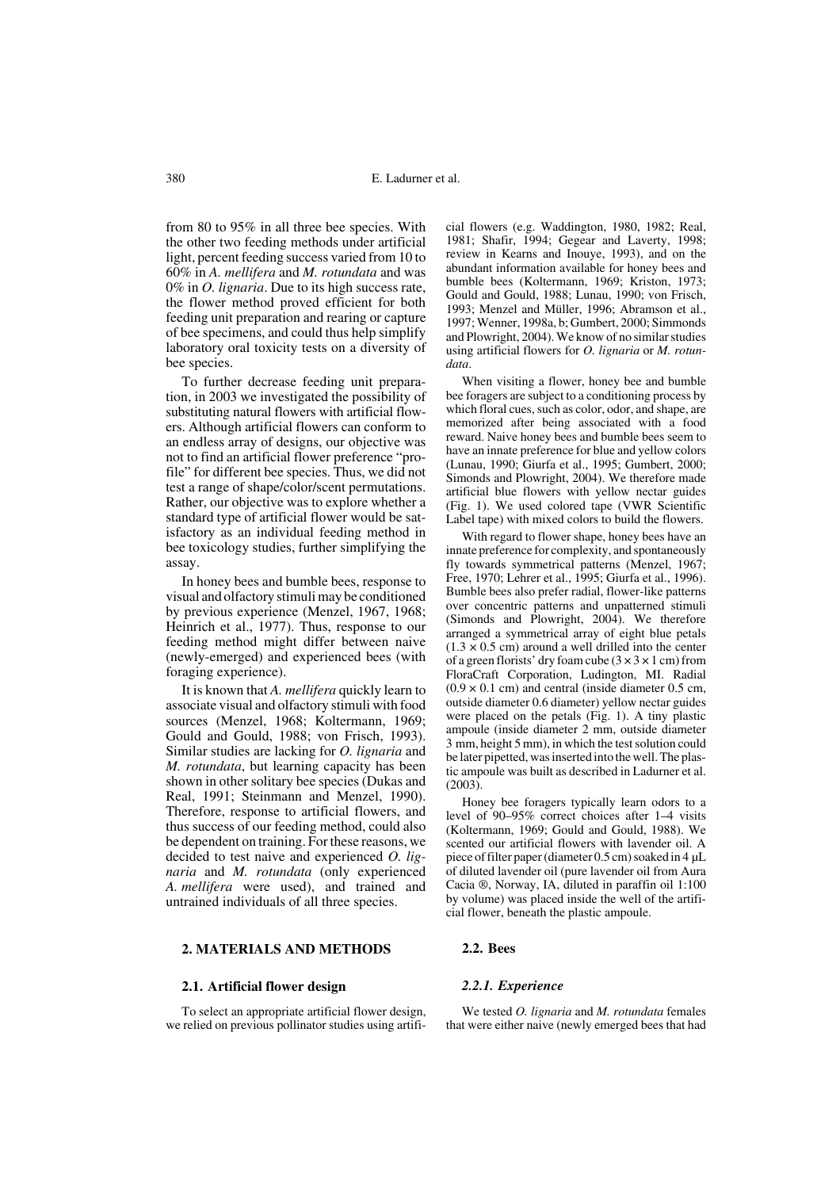from 80 to 95% in all three bee species. With the other two feeding methods under artificial light, percent feeding success varied from 10 to 60% in *A. mellifera* and *M. rotundata* and was 0% in *O. lignaria*. Due to its high success rate, the flower method proved efficient for both feeding unit preparation and rearing or capture of bee specimens, and could thus help simplify laboratory oral toxicity tests on a diversity of bee species.

To further decrease feeding unit preparation, in 2003 we investigated the possibility of substituting natural flowers with artificial flowers. Although artificial flowers can conform to an endless array of designs, our objective was not to find an artificial flower preference "profile" for different bee species. Thus, we did not test a range of shape/color/scent permutations. Rather, our objective was to explore whether a standard type of artificial flower would be satisfactory as an individual feeding method in bee toxicology studies, further simplifying the assay.

In honey bees and bumble bees, response to visual and olfactory stimuli may be conditioned by previous experience (Menzel, 1967, 1968; Heinrich et al., 1977). Thus, response to our feeding method might differ between naive (newly-emerged) and experienced bees (with foraging experience).

It is known that *A. mellifera* quickly learn to associate visual and olfactory stimuli with food sources (Menzel, 1968; Koltermann, 1969; Gould and Gould, 1988; von Frisch, 1993). Similar studies are lacking for *O. lignaria* and *M. rotundata*, but learning capacity has been shown in other solitary bee species (Dukas and Real, 1991; Steinmann and Menzel, 1990). Therefore, response to artificial flowers, and thus success of our feeding method, could also be dependent on training. For these reasons, we decided to test naive and experienced *O. lignaria* and *M. rotundata* (only experienced *A. mellifera* were used), and trained and untrained individuals of all three species.

## 2. MATERIALS AND METHODS

### 2.1. Artificial flower design

To select an appropriate artificial flower design, we relied on previous pollinator studies using artificial flowers (e.g. Waddington, 1980, 1982; Real, 1981; Shafir, 1994; Gegear and Laverty, 1998; review in Kearns and Inouye, 1993), and on the abundant information available for honey bees and bumble bees (Koltermann, 1969; Kriston, 1973; Gould and Gould, 1988; Lunau, 1990; von Frisch, 1993; Menzel and Müller, 1996; Abramson et al., 1997; Wenner, 1998a, b; Gumbert, 2000; Simmonds and Plowright, 2004). We know of no similar studies using artificial flowers for *O. lignaria* or *M. rotundata*.

When visiting a flower, honey bee and bumble bee foragers are subject to a conditioning process by which floral cues, such as color, odor, and shape, are memorized after being associated with a food reward. Naive honey bees and bumble bees seem to have an innate preference for blue and yellow colors (Lunau, 1990; Giurfa et al., 1995; Gumbert, 2000; Simonds and Plowright, 2004). We therefore made artificial blue flowers with yellow nectar guides (Fig. 1). We used colored tape (VWR Scientific Label tape) with mixed colors to build the flowers.

With regard to flower shape, honey bees have an innate preference for complexity, and spontaneously fly towards symmetrical patterns (Menzel, 1967; Free, 1970; Lehrer et al., 1995; Giurfa et al., 1996). Bumble bees also prefer radial, flower-like patterns over concentric patterns and unpatterned stimuli (Simonds and Plowright, 2004). We therefore arranged a symmetrical array of eight blue petals ($1.3 \times 0.5$ cm) around a well drilled into the center of a green florists' dry foam cube ($3 \times 3 \times 1$ cm) from FloraCraft Corporation, Ludington, MI. Radial ($0.9 \times 0.1$ cm) and central (inside diameter 0.5 cm, outside diameter 0.6 diameter) yellow nectar guides were placed on the petals (Fig. 1). A tiny plastic ampoule (inside diameter 2 mm, outside diameter 3 mm, height 5 mm), in which the test solution could be later pipetted, was inserted into the well. The plastic ampoule was built as described in Ladurner et al. (2003).

Honey bee foragers typically learn odors to a level of 90–95% correct choices after 1–4 visits (Koltermann, 1969; Gould and Gould, 1988). We scented our artificial flowers with lavender oil. A piece of filter paper (diameter 0.5 cm) soaked in 4 µL of diluted lavender oil (pure lavender oil from Aura Cacia ®, Norway, IA, diluted in paraffin oil 1:100 by volume) was placed inside the well of the artificial flower, beneath the plastic ampoule.

### 2.2. Bees

#### 2.2.1. Experience

We tested *O. lignaria* and *M. rotundata* females that were either naive (newly emerged bees that had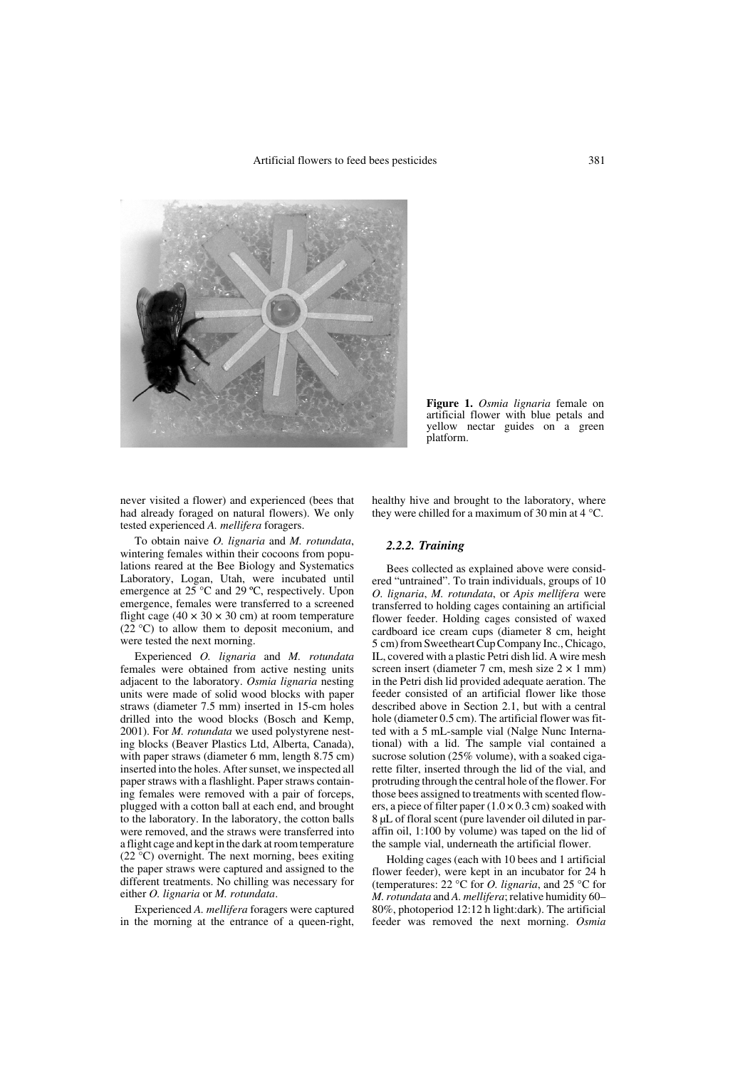**Figure 1.** *Osmia lignaria* female on artificial flower with blue petals and yellow nectar guides on a green platform.

never visited a flower) and experienced (bees that had already foraged on natural flowers). We only tested experienced *A. mellifera* foragers.

To obtain naive *O. lignaria* and *M. rotundata*, wintering females within their cocoons from populations reared at the Bee Biology and Systematics Laboratory, Logan, Utah, were incubated until emergence at 25 °C and 29 ºC, respectively. Upon emergence, females were transferred to a screened flight cage (40 × 30 × 30 cm) at room temperature (22 °C) to allow them to deposit meconium, and were tested the next morning.

Experienced *O. lignaria* and *M. rotundata* females were obtained from active nesting units adjacent to the laboratory. *Osmia lignaria* nesting units were made of solid wood blocks with paper straws (diameter 7.5 mm) inserted in 15-cm holes drilled into the wood blocks (Bosch and Kemp, 2001). For *M. rotundata* we used polystyrene nesting blocks (Beaver Plastics Ltd, Alberta, Canada), with paper straws (diameter 6 mm, length 8.75 cm) inserted into the holes. After sunset, we inspected all paper straws with a flashlight. Paper straws containing females were removed with a pair of forceps, plugged with a cotton ball at each end, and brought to the laboratory. In the laboratory, the cotton balls were removed, and the straws were transferred into a flight cage and kept in the dark at room temperature (22 °C) overnight. The next morning, bees exiting the paper straws were captured and assigned to the different treatments. No chilling was necessary for either *O. lignaria* or *M. rotundata*.

Experienced *A. mellifera* foragers were captured in the morning at the entrance of a queen-right, healthy hive and brought to the laboratory, where they were chilled for a maximum of 30 min at 4 °C.

### *2.2.2. Training*

Bees collected as explained above were considered "untrained". To train individuals, groups of 10 *O. lignaria*, *M. rotundata*, or *Apis mellifera* were transferred to holding cages containing an artificial flower feeder. Holding cages consisted of waxed cardboard ice cream cups (diameter 8 cm, height 5 cm) from Sweetheart Cup Company Inc., Chicago, IL, covered with a plastic Petri dish lid. A wire mesh screen insert (diameter 7 cm, mesh size 2 × 1 mm) in the Petri dish lid provided adequate aeration. The feeder consisted of an artificial flower like those described above in Section 2.1, but with a central hole (diameter 0.5 cm). The artificial flower was fitted with a 5 mL-sample vial (Nalge Nunc International) with a lid. The sample vial contained a sucrose solution (25% volume), with a soaked cigarette filter, inserted through the lid of the vial, and protruding through the central hole of the flower. For those bees assigned to treatments with scented flowers, a piece of filter paper (1.0 × 0.3 cm) soaked with 8 μL of floral scent (pure lavender oil diluted in paraffin oil, 1:100 by volume) was taped on the lid of the sample vial, underneath the artificial flower.

Holding cages (each with 10 bees and 1 artificial flower feeder), were kept in an incubator for 24 h (temperatures: 22 °C for *O. lignaria*, and 25 °C for *M. rotundata* and *A. mellifera*; relative humidity 60–80%, photoperiod 12:12 h light:dark). The artificial feeder was removed the next morning. *Osmia*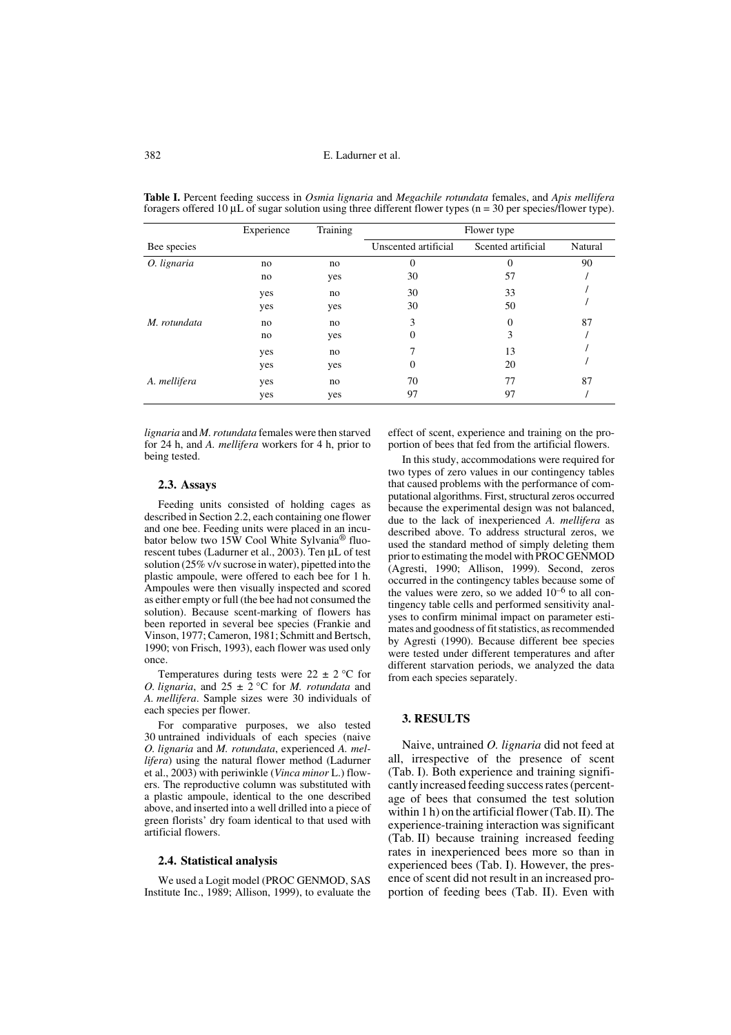**Table I.** Percent feeding success in *Osmia lignaria* and *Megachile rotundata* females, and *Apis mellifera* foragers offered 10 µL of sugar solution using three different flower types (n = 30 per species/flower type).

| | Experience | Training | Flower type | | |
|---|---|---|---|---|---|
| Bee species | | | Unscented artificial | Scented artificial | Natural |
| *O. lignaria* | no | no | 0 | 0 | 90 |
| | no | yes | 30 | 57 | / |
| | yes | no | 30 | 33 | / |
| | yes | yes | 30 | 50 | / |
| *M. rotundata* | no | no | 3 | 0 | 87 |
| | no | yes | 0 | 3 | / |
| | yes | no | 7 | 13 | / |
| | yes | yes | 0 | 20 | / |
| *A. mellifera* | yes | no | 70 | 77 | 87 |
| | yes | yes | 97 | 97 | / |

*lignaria* and *M. rotundata* females were then starved for 24 h, and *A. mellifera* workers for 4 h, prior to being tested.

### 2.3. Assays

Feeding units consisted of holding cages as described in Section 2.2, each containing one flower and one bee. Feeding units were placed in an incubator below two 15W Cool White Sylvania® fluorescent tubes (Ladurner et al., 2003). Ten µL of test solution (25% v/v sucrose in water), pipetted into the plastic ampoule, were offered to each bee for 1 h. Ampoules were then visually inspected and scored as either empty or full (the bee had not consumed the solution). Because scent-marking of flowers has been reported in several bee species (Frankie and Vinson, 1977; Cameron, 1981; Schmitt and Bertsch, 1990; von Frisch, 1993), each flower was used only once.

Temperatures during tests were 22 ± 2 °C for *O. lignaria*, and 25 ± 2 °C for *M. rotundata* and *A. mellifera*. Sample sizes were 30 individuals of each species per flower.

For comparative purposes, we also tested 30 untrained individuals of each species (naive *O. lignaria* and *M. rotundata*, experienced *A. mellifera*) using the natural flower method (Ladurner et al., 2003) with periwinkle (*Vinca minor* L.) flowers. The reproductive column was substituted with a plastic ampoule, identical to the one described above, and inserted into a well drilled into a piece of green florists' dry foam identical to that used with artificial flowers.

### 2.4. Statistical analysis

We used a Logit model (PROC GENMOD, SAS Institute Inc., 1989; Allison, 1999), to evaluate the effect of scent, experience and training on the proportion of bees that fed from the artificial flowers.

In this study, accommodations were required for two types of zero values in our contingency tables that caused problems with the performance of computational algorithms. First, structural zeros occurred because the experimental design was not balanced, due to the lack of inexperienced *A. mellifera* as described above. To address structural zeros, we used the standard method of simply deleting them prior to estimating the model with PROC GENMOD (Agresti, 1990; Allison, 1999). Second, zeros occurred in the contingency tables because some of the values were zero, so we added $10^{-6}$ to all contingency table cells and performed sensitivity analyses to confirm minimal impact on parameter estimates and goodness of fit statistics, as recommended by Agresti (1990). Because different bee species were tested under different temperatures and after different starvation periods, we analyzed the data from each species separately.

## 3. RESULTS

Naive, untrained *O. lignaria* did not feed at all, irrespective of the presence of scent (Tab. I). Both experience and training significantly increased feeding success rates (percentage of bees that consumed the test solution within 1 h) on the artificial flower (Tab. II). The experience-training interaction was significant (Tab. II) because training increased feeding rates in inexperienced bees more so than in experienced bees (Tab. I). However, the presence of scent did not result in an increased proportion of feeding bees (Tab. II). Even with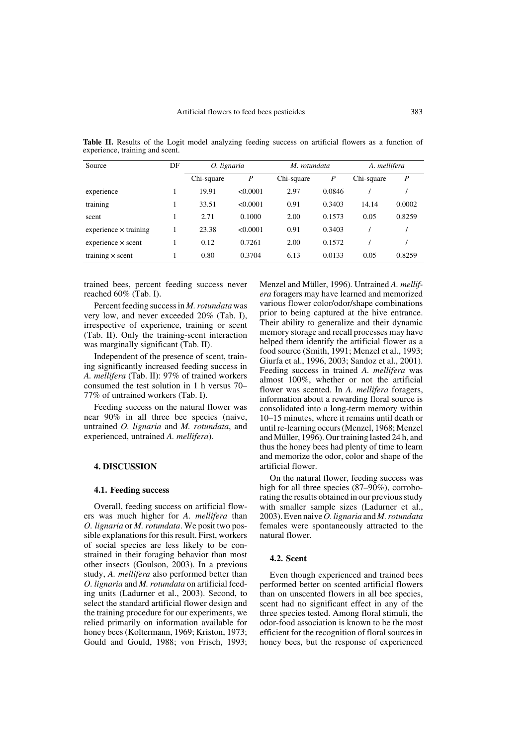**Table II.** Results of the Logit model analyzing feeding success on artificial flowers as a function of experience, training and scent.

| Source | DF | *O. lignaria* | | *M. rotundata* | | *A. mellifera* | |
|---|---|---|---|---|---|---|---|
| | | Chi-square | *P* | Chi-square | *P* | Chi-square | *P* |
| experience | 1 | 19.91 | <0.0001 | 2.97 | 0.0846 | / | / |
| training | 1 | 33.51 | <0.0001 | 0.91 | 0.3403 | 14.14 | 0.0002 |
| scent | 1 | 2.71 | 0.1000 | 2.00 | 0.1573 | 0.05 | 0.8259 |
| experience × training | 1 | 23.38 | <0.0001 | 0.91 | 0.3403 | / | / |
| experience × scent | 1 | 0.12 | 0.7261 | 2.00 | 0.1572 | / | / |
| training × scent | 1 | 0.80 | 0.3704 | 6.13 | 0.0133 | 0.05 | 0.8259 |

trained bees, percent feeding success never reached 60% (Tab. I).

Percent feeding success in *M. rotundata* was very low, and never exceeded 20% (Tab. I), irrespective of experience, training or scent (Tab. II). Only the training-scent interaction was marginally significant (Tab. II).

Independent of the presence of scent, training significantly increased feeding success in *A. mellifera* (Tab. II): 97% of trained workers consumed the test solution in 1 h versus 70–77% of untrained workers (Tab. I).

Feeding success on the natural flower was near 90% in all three bee species (naive, untrained *O. lignaria* and *M. rotundata*, and experienced, untrained *A. mellifera*).

## 4. DISCUSSION

### 4.1. Feeding success

Overall, feeding success on artificial flowers was much higher for *A. mellifera* than *O. lignaria* or *M. rotundata*. We posit two possible explanations for this result. First, workers of social species are less likely to be constrained in their foraging behavior than most other insects (Goulson, 2003). In a previous study, *A. mellifera* also performed better than *O. lignaria* and *M. rotundata* on artificial feeding units (Ladurner et al., 2003). Second, to select the standard artificial flower design and the training procedure for our experiments, we relied primarily on information available for honey bees (Koltermann, 1969; Kriston, 1973; Gould and Gould, 1988; von Frisch, 1993; Menzel and Müller, 1996). Untrained *A. mellifera* foragers may have learned and memorized various flower color/odor/shape combinations prior to being captured at the hive entrance. Their ability to generalize and their dynamic memory storage and recall processes may have helped them identify the artificial flower as a food source (Smith, 1991; Menzel et al., 1993; Giurfa et al., 1996, 2003; Sandoz et al., 2001). Feeding success in trained *A. mellifera* was almost 100%, whether or not the artificial flower was scented. In *A. mellifera* foragers, information about a rewarding floral source is consolidated into a long-term memory within 10–15 minutes, where it remains until death or until re-learning occurs (Menzel, 1968; Menzel and Müller, 1996). Our training lasted 24 h, and thus the honey bees had plenty of time to learn and memorize the odor, color and shape of the artificial flower.

On the natural flower, feeding success was high for all three species (87–90%), corroborating the results obtained in our previous study with smaller sample sizes (Ladurner et al., 2003). Even naive *O. lignaria* and *M. rotundata* females were spontaneously attracted to the natural flower.

### 4.2. Scent

Even though experienced and trained bees performed better on scented artificial flowers than on unscented flowers in all bee species, scent had no significant effect in any of the three species tested. Among floral stimuli, the odor-food association is known to be the most efficient for the recognition of floral sources in honey bees, but the response of experienced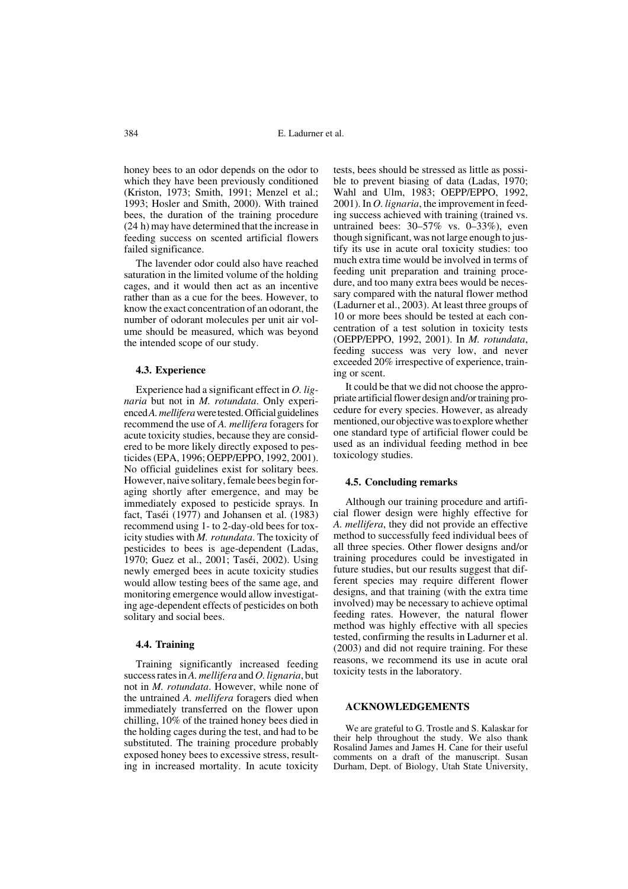honey bees to an odor depends on the odor to which they have been previously conditioned (Kriston, 1973; Smith, 1991; Menzel et al.; 1993; Hosler and Smith, 2000). With trained bees, the duration of the training procedure (24 h) may have determined that the increase in feeding success on scented artificial flowers failed significance.

The lavender odor could also have reached saturation in the limited volume of the holding cages, and it would then act as an incentive rather than as a cue for the bees. However, to know the exact concentration of an odorant, the number of odorant molecules per unit air volume should be measured, which was beyond the intended scope of our study.

### 4.3. Experience

Experience had a significant effect in *O. lignaria* but not in *M. rotundata*. Only experienced *A. mellifera* were tested. Official guidelines recommend the use of *A. mellifera* foragers for acute toxicity studies, because they are considered to be more likely directly exposed to pesticides (EPA, 1996; OEPP/EPPO, 1992, 2001). No official guidelines exist for solitary bees. However, naive solitary, female bees begin foraging shortly after emergence, and may be immediately exposed to pesticide sprays. In fact, Taséi (1977) and Johansen et al. (1983) recommend using 1- to 2-day-old bees for toxicity studies with *M. rotundata*. The toxicity of pesticides to bees is age-dependent (Ladas, 1970; Guez et al., 2001; Taséi, 2002). Using newly emerged bees in acute toxicity studies would allow testing bees of the same age, and monitoring emergence would allow investigating age-dependent effects of pesticides on both solitary and social bees.

### 4.4. Training

Training significantly increased feeding success rates in *A. mellifera* and *O. lignaria*, but not in *M. rotundata*. However, while none of the untrained *A. mellifera* foragers died when immediately transferred on the flower upon chilling, 10% of the trained honey bees died in the holding cages during the test, and had to be substituted. The training procedure probably exposed honey bees to excessive stress, resulting in increased mortality. In acute toxicity tests, bees should be stressed as little as possible to prevent biasing of data (Ladas, 1970; Wahl and Ulm, 1983; OEPP/EPPO, 1992, 2001). In *O. lignaria*, the improvement in feeding success achieved with training (trained vs. untrained bees: 30–57% vs. 0–33%), even though significant, was not large enough to justify its use in acute oral toxicity studies: too much extra time would be involved in terms of feeding unit preparation and training procedure, and too many extra bees would be necessary compared with the natural flower method (Ladurner et al., 2003). At least three groups of 10 or more bees should be tested at each concentration of a test solution in toxicity tests (OEPP/EPPO, 1992, 2001). In *M. rotundata*, feeding success was very low, and never exceeded 20% irrespective of experience, training or scent.

It could be that we did not choose the appropriate artificial flower design and/or training procedure for every species. However, as already mentioned, our objective was to explore whether one standard type of artificial flower could be used as an individual feeding method in bee toxicology studies.

### 4.5. Concluding remarks

Although our training procedure and artificial flower design were highly effective for *A. mellifera*, they did not provide an effective method to successfully feed individual bees of all three species. Other flower designs and/or training procedures could be investigated in future studies, but our results suggest that different species may require different flower designs, and that training (with the extra time involved) may be necessary to achieve optimal feeding rates. However, the natural flower method was highly effective with all species tested, confirming the results in Ladurner et al. (2003) and did not require training. For these reasons, we recommend its use in acute oral toxicity tests in the laboratory.

## ACKNOWLEDGEMENTS

We are grateful to G. Trostle and S. Kalaskar for their help throughout the study. We also thank Rosalind James and James H. Cane for their useful comments on a draft of the manuscript. Susan Durham, Dept. of Biology, Utah State University,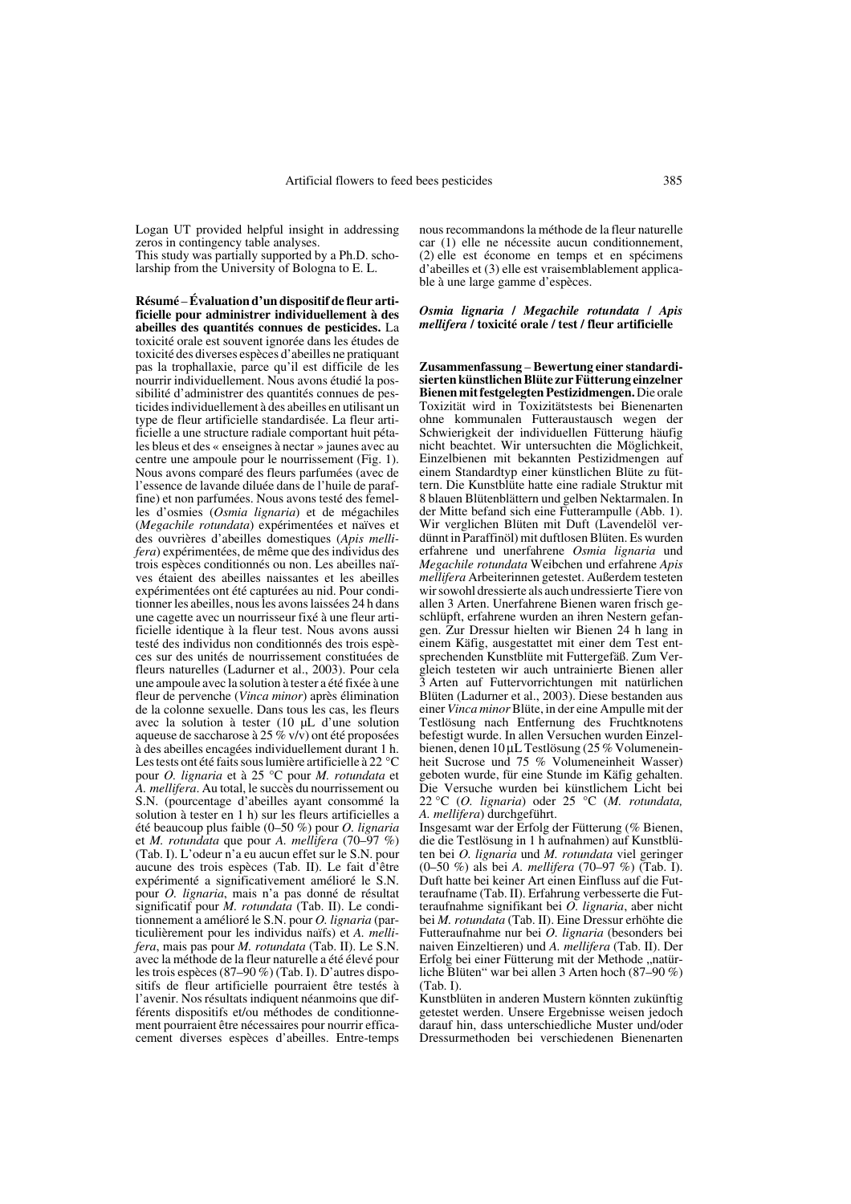Logan UT provided helpful insight in addressing zeros in contingency table analyses.
This study was partially supported by a Ph.D. scholarship from the University of Bologna to E. L.

**Résumé – Évaluation d'un dispositif de fleur artificielle pour administrer individuellement à des abeilles des quantités connues de pesticides.** La toxicité orale est souvent ignorée dans les études de toxicité des diverses espèces d'abeilles ne pratiquant pas la trophallaxie, parce qu'il est difficile de les nourrir individuellement. Nous avons étudié la possibilité d'administrer des quantités connues de pesticides individuellement à des abeilles en utilisant un type de fleur artificielle standardisée. La fleur artificielle a une structure radiale comportant huit pétales bleus et des « enseignes à nectar » jaunes avec au centre une ampoule pour le nourrissement (Fig. 1). Nous avons comparé des fleurs parfumées (avec de l'essence de lavande diluée dans de l'huile de paraffine) et non parfumées. Nous avons testé des femelles d'osmies (*Osmia lignaria*) et de mégachiles (*Megachile rotundata*) expérimentées et naïves et des ouvrières d'abeilles domestiques (*Apis mellifera*) expérimentées, de même que des individus des trois espèces conditionnés ou non. Les abeilles naïves étaient des abeilles naissantes et les abeilles expérimentées ont été capturées au nid. Pour conditionner les abeilles, nous les avons laissées 24 h dans une cagette avec un nourrisseur fixé à une fleur artificielle identique à la fleur test. Nous avons aussi testé des individus non conditionnés des trois espèces sur des unités de nourrissement constituées de fleurs naturelles (Ladurner et al., 2003). Pour cela une ampoule avec la solution à tester a été fixée à une fleur de pervenche (*Vinca minor*) après élimination de la colonne sexuelle. Dans tous les cas, les fleurs avec la solution à tester (10 µL d'une solution aqueuse de saccharose à 25 % v/v) ont été proposées à des abeilles encagées individuellement durant 1 h. Les tests ont été faits sous lumière artificielle à 22 °C pour *O. lignaria* et à 25 °C pour *M. rotundata* et *A. mellifera*. Au total, le succès du nourrissement ou S.N. (pourcentage d'abeilles ayant consommé la solution à tester en 1 h) sur les fleurs artificielles a été beaucoup plus faible (0–50 %) pour *O. lignaria* et *M. rotundata* que pour *A. mellifera* (70–97 %) (Tab. I). L'odeur n'a eu aucun effet sur le S.N. pour aucune des trois espèces (Tab. II). Le fait d'être expérimenté a significativement amélioré le S.N. pour *O. lignaria*, mais n'a pas donné de résultat significatif pour *M. rotundata* (Tab. II). Le conditionnement a amélioré le S.N. pour *O. lignaria* (particulièrement pour les individus naïfs) et *A. mellifera*, mais pas pour *M. rotundata* (Tab. II). Le S.N. avec la méthode de la fleur naturelle a été élevé pour les trois espèces (87–90 %) (Tab. I). D'autres dispositifs de fleur artificielle pourraient être testés à l'avenir. Nos résultats indiquent néanmoins que différents dispositifs et/ou méthodes de conditionnement pourraient être nécessaires pour nourrir efficacement diverses espèces d'abeilles. Entre-temps nous recommandons la méthode de la fleur naturelle car (1) elle ne nécessite aucun conditionnement, (2) elle est économe en temps et en spécimens d'abeilles et (3) elle est vraisemblablement applicable à une large gamme d'espèces.

***Osmia lignaria* / *Megachile rotundata* / *Apis mellifera* / toxicité orale / test / fleur artificielle**

**Zusammenfassung – Bewertung einer standardisierten künstlichen Blüte zur Fütterung einzelner Bienen mit festgelegten Pestizidmengen.** Die orale Toxizität wird in Toxizitätstests bei Bienenarten ohne kommunalen Futteraustausch wegen der Schwierigkeit der individuellen Fütterung häufig nicht beachtet. Wir untersuchten die Möglichkeit, Einzelbienen mit bekannten Pestizidmengen auf einem Standardtyp einer künstlichen Blüte zu füttern. Die Kunstblüte hatte eine radiale Struktur mit 8 blauen Blütenblättern und gelben Nektarmalen. In der Mitte befand sich eine Futterampulle (Abb. 1). Wir verglichen Blüten mit Duft (Lavendelöl verdünnt in Paraffinöl) mit duftlosen Blüten. Es wurden erfahrene und unerfahrene *Osmia lignaria* und *Megachile rotundata* Weibchen und erfahrene *Apis mellifera* Arbeiterinnen getestet. Außerdem testeten wir sowohl dressierte als auch undressierte Tiere von allen 3 Arten. Unerfahrene Bienen waren frisch geschlüpft, erfahrene wurden an ihren Nestern gefangen. Zur Dressur hielten wir Bienen 24 h lang in einem Käfig, ausgestattet mit einer dem Test entsprechenden Kunstblüte mit Futtergefäß. Zum Vergleich testeten wir auch untrainierte Bienen aller 3 Arten auf Futtervorrichtungen mit natürlichen Blüten (Ladurner et al., 2003). Diese bestanden aus einer *Vinca minor* Blüte, in der eine Ampulle mit der Testlösung nach Entfernung des Fruchtknotens befestigt wurde. In allen Versuchen wurden Einzelbienen, denen 10 µL Testlösung (25 % Volumeneinheit Sucrose und 75 % Volumeneinheit Wasser) geboten wurde, für eine Stunde im Käfig gehalten. Die Versuche wurden bei künstlichem Licht bei 22 °C (*O. lignaria*) oder 25 °C (*M. rotundata, A. mellifera*) durchgeführt.

Insgesamt war der Erfolg der Fütterung (% Bienen, die die Testlösung in 1 h aufnahmen) auf Kunstblüten bei *O. lignaria* und *M. rotundata* viel geringer (0–50 %) als bei *A. mellifera* (70–97 %) (Tab. I). Duft hatte bei keiner Art einen Einfluss auf die Futteraufnahme (Tab. II). Erfahrung verbesserte die Futteraufnahme signifikant bei *O. lignaria*, aber nicht bei *M. rotundata* (Tab. II). Eine Dressur erhöhte die Futteraufnahme nur bei *O. lignaria* (besonders bei naiven Einzeltieren) und *A. mellifera* (Tab. II). Der Erfolg bei einer Fütterung mit der Methode „natürliche Blüten" war bei allen 3 Arten hoch (87–90 %) (Tab. I).

Kunstblüten in anderen Mustern könnten zukünftig getestet werden. Unsere Ergebnisse weisen jedoch darauf hin, dass unterschiedliche Muster und/oder Dressurmethoden bei verschiedenen Bienenarten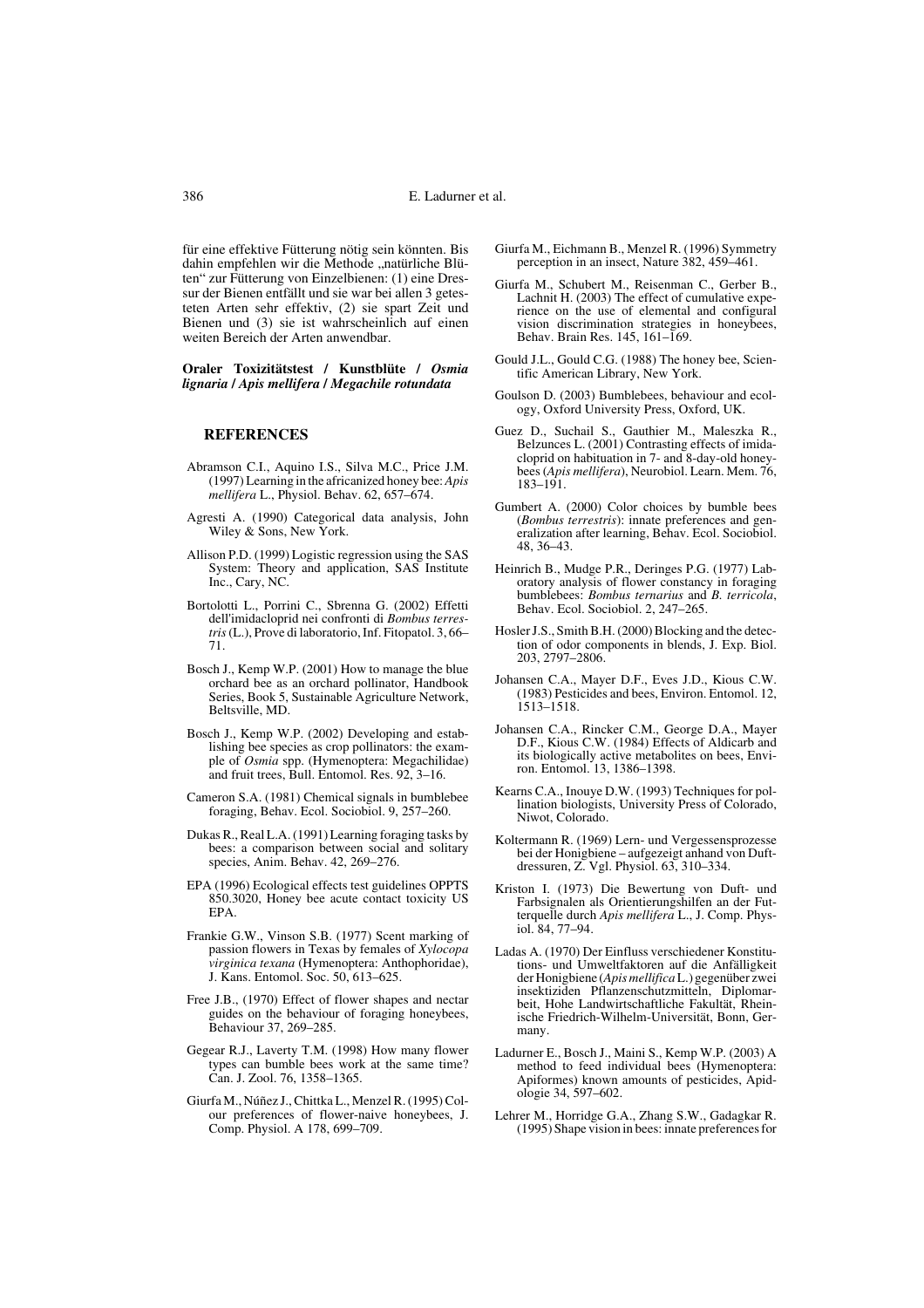für eine effektive Fütterung nötig sein könnten. Bis dahin empfehlen wir die Methode „natürliche Blüten" zur Fütterung von Einzelbienen: (1) eine Dressur der Bienen entfällt und sie war bei allen 3 getesteten Arten sehr effektiv, (2) sie spart Zeit und Bienen und (3) sie ist wahrscheinlich auf einen weiten Bereich der Arten anwendbar.

**Oraler Toxizitätstest / Kunstblüte / *Osmia lignaria* / *Apis mellifera* / *Megachile rotundata***

## REFERENCES

Abramson C.I., Aquino I.S., Silva M.C., Price J.M. (1997) Learning in the africanized honey bee: *Apis mellifera* L., Physiol. Behav. 62, 657–674.

Agresti A. (1990) Categorical data analysis, John Wiley & Sons, New York.

Allison P.D. (1999) Logistic regression using the SAS System: Theory and application, SAS Institute Inc., Cary, NC.

Bortolotti L., Porrini C., Sbrenna G. (2002) Effetti dell'imidacloprid nei confronti di *Bombus terrestris* (L.), Prove di laboratorio, Inf. Fitopatol. 3, 66–71.

Bosch J., Kemp W.P. (2001) How to manage the blue orchard bee as an orchard pollinator, Handbook Series, Book 5, Sustainable Agriculture Network, Beltsville, MD.

Bosch J., Kemp W.P. (2002) Developing and establishing bee species as crop pollinators: the example of *Osmia* spp. (Hymenoptera: Megachilidae) and fruit trees, Bull. Entomol. Res. 92, 3–16.

Cameron S.A. (1981) Chemical signals in bumblebee foraging, Behav. Ecol. Sociobiol. 9, 257–260.

Dukas R., Real L.A. (1991) Learning foraging tasks by bees: a comparison between social and solitary species, Anim. Behav. 42, 269–276.

EPA (1996) Ecological effects test guidelines OPPTS 850.3020, Honey bee acute contact toxicity US EPA.

Frankie G.W., Vinson S.B. (1977) Scent marking of passion flowers in Texas by females of *Xylocopa virginica texana* (Hymenoptera: Anthophoridae), J. Kans. Entomol. Soc. 50, 613–625.

Free J.B., (1970) Effect of flower shapes and nectar guides on the behaviour of foraging honeybees, Behaviour 37, 269–285.

Gegear R.J., Laverty T.M. (1998) How many flower types can bumble bees work at the same time? Can. J. Zool. 76, 1358–1365.

Giurfa M., Núñez J., Chittka L., Menzel R. (1995) Colour preferences of flower-naive honeybees, J. Comp. Physiol. A 178, 699–709.

Giurfa M., Eichmann B., Menzel R. (1996) Symmetry perception in an insect, Nature 382, 459–461.

Giurfa M., Schubert M., Reisenman C., Gerber B., Lachnit H. (2003) The effect of cumulative experience on the use of elemental and configural vision discrimination strategies in honeybees, Behav. Brain Res. 145, 161–169.

Gould J.L., Gould C.G. (1988) The honey bee, Scientific American Library, New York.

Goulson D. (2003) Bumblebees, behaviour and ecology, Oxford University Press, Oxford, UK.

Guez D., Suchail S., Gauthier M., Maleszka R., Belzunces L. (2001) Contrasting effects of imidacloprid on habituation in 7- and 8-day-old honeybees (*Apis mellifera*), Neurobiol. Learn. Mem. 76, 183–191.

Gumbert A. (2000) Color choices by bumble bees (*Bombus terrestris*): innate preferences and generalization after learning, Behav. Ecol. Sociobiol. 48, 36–43.

Heinrich B., Mudge P.R., Deringes P.G. (1977) Laboratory analysis of flower constancy in foraging bumblebees: *Bombus ternarius* and *B. terricola*, Behav. Ecol. Sociobiol. 2, 247–265.

Hosler J.S., Smith B.H. (2000) Blocking and the detection of odor components in blends, J. Exp. Biol. 203, 2797–2806.

Johansen C.A., Mayer D.F., Eves J.D., Kious C.W. (1983) Pesticides and bees, Environ. Entomol. 12, 1513–1518.

Johansen C.A., Rincker C.M., George D.A., Mayer D.F., Kious C.W. (1984) Effects of Aldicarb and its biologically active metabolites on bees, Environ. Entomol. 13, 1386–1398.

Kearns C.A., Inouye D.W. (1993) Techniques for pollination biologists, University Press of Colorado, Niwot, Colorado.

Koltermann R. (1969) Lern- und Vergessensprozesse bei der Honigbiene – aufgezeigt anhand von Duftdressuren, Z. Vgl. Physiol. 63, 310–334.

Kriston I. (1973) Die Bewertung von Duft- und Farbsignalen als Orientierungshilfen an der Futterquelle durch *Apis mellifera* L., J. Comp. Physiol. 84, 77–94.

Ladas A. (1970) Der Einfluss verschiedener Konstitutions- und Umweltfaktoren auf die Anfälligkeit der Honigbiene (*Apis mellifica* L.) gegenüber zwei insektiziden Pflanzenschutzmitteln, Diplomarbeit, Hohe Landwirtschaftliche Fakultät, Rheinische Friedrich-Wilhelm-Universität, Bonn, Germany.

Ladurner E., Bosch J., Maini S., Kemp W.P. (2003) A method to feed individual bees (Hymenoptera: Apiformes) known amounts of pesticides, Apidologie 34, 597–602.

Lehrer M., Horridge G.A., Zhang S.W., Gadagkar R. (1995) Shape vision in bees: innate preferences for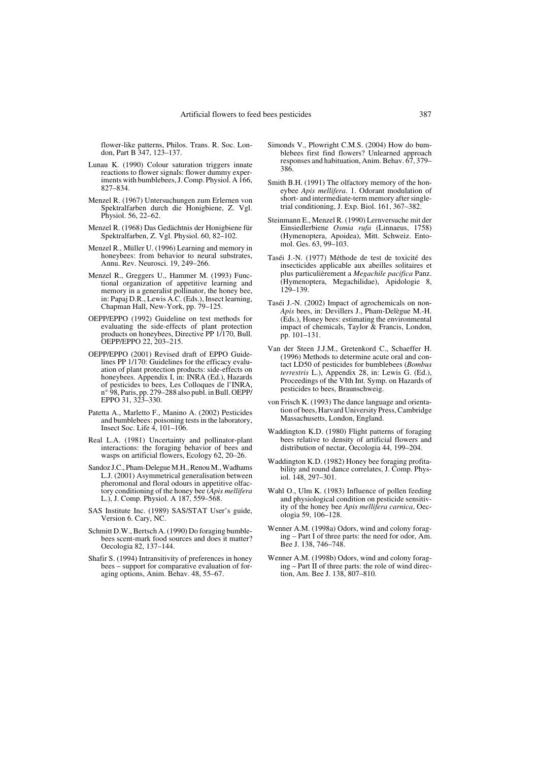flower-like patterns, Philos. Trans. R. Soc. London, Part B 347, 123–137.

Lunau K. (1990) Colour saturation triggers innate reactions to flower signals: flower dummy experiments with bumblebees, J. Comp. Physiol. A 166, 827–834.

Menzel R. (1967) Untersuchungen zum Erlernen von Spektralfarben durch die Honigbiene, Z. Vgl. Physiol. 56, 22–62.

Menzel R. (1968) Das Gedächtnis der Honigbiene für Spektralfarben, Z. Vgl. Physiol. 60, 82–102.

Menzel R., Müller U. (1996) Learning and memory in honeybees: from behavior to neural substrates, Annu. Rev. Neurosci. 19, 249–266.

Menzel R., Greggers U., Hammer M. (1993) Functional organization of appetitive learning and memory in a generalist pollinator, the honey bee, in: Papaj D.R., Lewis A.C. (Eds.), Insect learning, Chapman Hall, New-York, pp. 79–125.

OEPP/EPPO (1992) Guideline on test methods for evaluating the side-effects of plant protection products on honeybees, Directive PP 1/170, Bull. OEPP/EPPO 22, 203–215.

OEPP/EPPO (2001) Revised draft of EPPO Guidelines PP 1/170: Guidelines for the efficacy evaluation of plant protection products: side-effects on honeybees. Appendix I, in: INRA (Ed.), Hazards of pesticides to bees, Les Colloques de l'INRA, n° 98, Paris, pp. 279–288 also publ. in Bull. OEPP/EPPO 31, 323–330.

Patetta A., Marletto F., Manino A. (2002) Pesticides and bumblebees: poisoning tests in the laboratory, Insect Soc. Life 4, 101–106.

Real L.A. (1981) Uncertainty and pollinator-plant interactions: the foraging behavior of bees and wasps on artificial flowers, Ecology 62, 20–26.

Sandoz J.C., Pham-Delegue M.H., Renou M., Wadhams L.J. (2001) Asymmetrical generalisation between pheromonal and floral odours in appetitive olfactory conditioning of the honey bee (*Apis mellifera* L.), J. Comp. Physiol. A 187, 559–568.

SAS Institute Inc. (1989) SAS/STAT User's guide, Version 6. Cary, NC.

Schmitt D.W., Bertsch A. (1990) Do foraging bumblebees scent-mark food sources and does it matter? Oecologia 82, 137–144.

Shafir S. (1994) Intransitivity of preferences in honey bees – support for comparative evaluation of foraging options, Anim. Behav. 48, 55–67.

Simonds V., Plowright C.M.S. (2004) How do bumblebees first find flowers? Unlearned approach responses and habituation, Anim. Behav. 67, 379–386.

Smith B.H. (1991) The olfactory memory of the honeybee *Apis mellifera*. 1. Odorant modulation of short- and intermediate-term memory after single-trial conditioning, J. Exp. Biol. 161, 367–382.

Steinmann E., Menzel R. (1990) Lernversuche mit der Einsiedlerbiene *Osmia rufa* (Linnaeus, 1758) (Hymenoptera, Apoidea), Mitt. Schweiz. Entomol. Ges. 63, 99–103.

Taséi J.-N. (1977) Méthode de test de toxicité des insecticides applicable aux abeilles solitaires et plus particulièrement a *Megachile pacifica* Panz. (Hymenoptera, Megachilidae), Apidologie 8, 129–139.

Taséi J.-N. (2002) Impact of agrochemicals on non-*Apis* bees, in: Devillers J., Pham-Delègue M.-H. (Eds.), Honey bees: estimating the environmental impact of chemicals, Taylor & Francis, London, pp. 101–131.

Van der Steen J.J.M., Gretenkord C., Schaeffer H. (1996) Methods to determine acute oral and contact LD50 of pesticides for bumblebees (*Bombus terrestris* L.), Appendix 28, in: Lewis G. (Ed.), Proceedings of the VIth Int. Symp. on Hazards of pesticides to bees, Braunschweig.

von Frisch K. (1993) The dance language and orientation of bees, Harvard University Press, Cambridge Massachusetts, London, England.

Waddington K.D. (1980) Flight patterns of foraging bees relative to density of artificial flowers and distribution of nectar, Oecologia 44, 199–204.

Waddington K.D. (1982) Honey bee foraging profitability and round dance correlates, J. Comp. Physiol. 148, 297–301.

Wahl O., Ulm K. (1983) Influence of pollen feeding and physiological condition on pesticide sensitivity of the honey bee *Apis mellifera carnica*, Oecologia 59, 106–128.

Wenner A.M. (1998a) Odors, wind and colony foraging – Part I of three parts: the need for odor, Am. Bee J. 138, 746–748.

Wenner A.M. (1998b) Odors, wind and colony foraging – Part II of three parts: the role of wind direction, Am. Bee J. 138, 807–810.